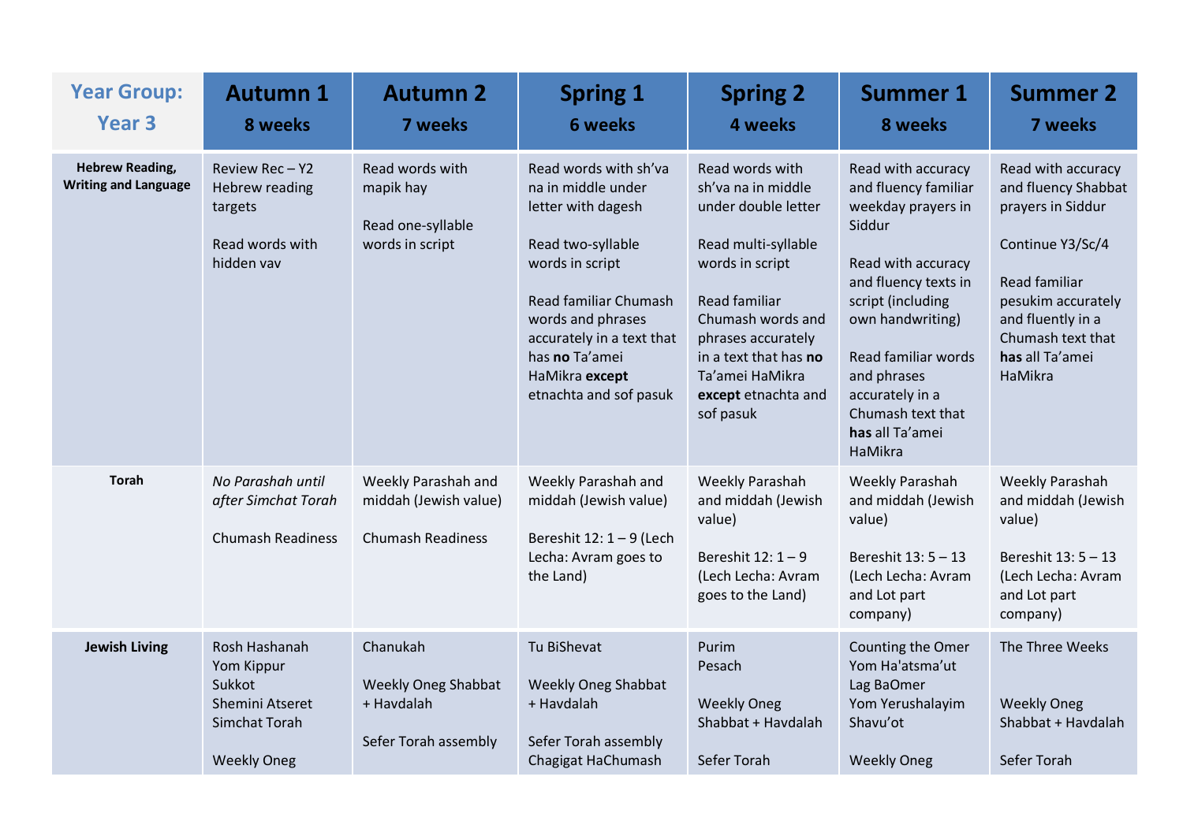| Year Group: Year 3 | Autumn 1<br>8 weeks | Autumn 2<br>7 weeks | Spring 1<br>6 weeks | Spring 2<br>4 weeks | Summer 1<br>8 weeks | Summer 2<br>7 weeks |
|---|---|---|---|---|---|---|
| **Hebrew Reading, Writing and Language** | Review Rec – Y2 Hebrew reading targets<br><br>Read words with hidden vav | Read words with mapik hay<br><br>Read one-syllable words in script | Read words with sh'va na in middle under letter with dagesh<br><br>Read two-syllable words in script<br><br>Read familiar Chumash words and phrases accurately in a text that has **no** Ta'amei HaMikra **except** etnachta and sof pasuk | Read words with sh'va na in middle under double letter<br><br>Read multi-syllable words in script<br><br>Read familiar Chumash words and phrases accurately in a text that has **no** Ta'amei HaMikra **except** etnachta and sof pasuk | Read with accuracy and fluency familiar weekday prayers in Siddur<br><br>Read with accuracy and fluency texts in script (including own handwriting)<br><br>Read familiar words and phrases accurately in a Chumash text that **has** all Ta'amei HaMikra | Read with accuracy and fluency Shabbat prayers in Siddur<br><br>Continue Y3/Sc/4<br><br>Read familiar pesukim accurately and fluently in a Chumash text that **has** all Ta'amei HaMikra |
| **Torah** | *No Parashah until after Simchat Torah*<br><br>Chumash Readiness | Weekly Parashah and middah (Jewish value)<br><br>Chumash Readiness | Weekly Parashah and middah (Jewish value)<br><br>Bereshit 12: 1 – 9 (Lech Lecha: Avram goes to the Land) | Weekly Parashah and middah (Jewish value)<br><br>Bereshit 12: 1 – 9 (Lech Lecha: Avram goes to the Land) | Weekly Parashah and middah (Jewish value)<br><br>Bereshit 13: 5 – 13 (Lech Lecha: Avram and Lot part company) | Weekly Parashah and middah (Jewish value)<br><br>Bereshit 13: 5 – 13 (Lech Lecha: Avram and Lot part company) |
| **Jewish Living** | Rosh Hashanah<br>Yom Kippur<br>Sukkot<br>Shemini Atseret<br>Simchat Torah<br><br>Weekly Oneg | Chanukah<br><br>Weekly Oneg Shabbat + Havdalah<br><br>Sefer Torah assembly | Tu BiShevat<br><br>Weekly Oneg Shabbat + Havdalah<br><br>Sefer Torah assembly<br>Chagigat HaChumash | Purim<br>Pesach<br><br>Weekly Oneg Shabbat + Havdalah<br><br>Sefer Torah | Counting the Omer<br>Yom Ha'atsma'ut<br>Lag BaOmer<br>Yom Yerushalayim<br>Shavu'ot<br><br>Weekly Oneg | The Three Weeks<br><br>Weekly Oneg Shabbat + Havdalah<br><br>Sefer Torah |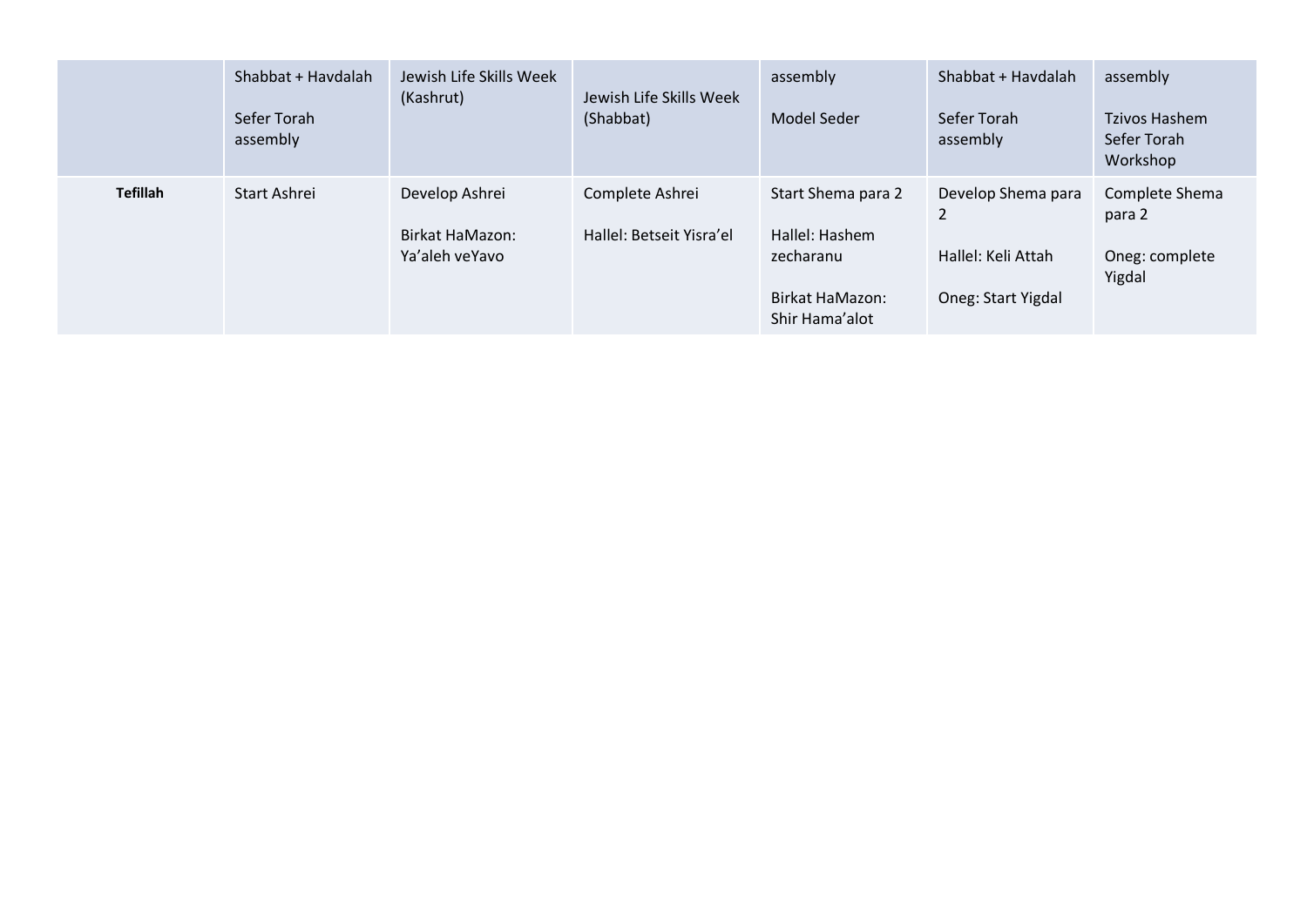| | | | | | | |
|---|---|---|---|---|---|---|
| | Shabbat + Havdalah<br><br>Sefer Torah assembly | Jewish Life Skills Week (Kashrut) | Jewish Life Skills Week (Shabbat) | assembly<br><br>Model Seder | Shabbat + Havdalah<br><br>Sefer Torah assembly | assembly<br><br>Tzivos Hashem Sefer Torah Workshop |
| **Tefillah** | Start Ashrei | Develop Ashrei<br><br>Birkat HaMazon: Ya'aleh veYavo | Complete Ashrei<br><br>Hallel: Betseit Yisra'el | Start Shema para 2<br><br>Hallel: Hashem zecharanu<br><br>Birkat HaMazon: Shir Hama'alot | Develop Shema para 2<br><br>Hallel: Keli Attah<br><br>Oneg: Start Yigdal | Complete Shema para 2<br><br>Oneg: complete Yigdal |